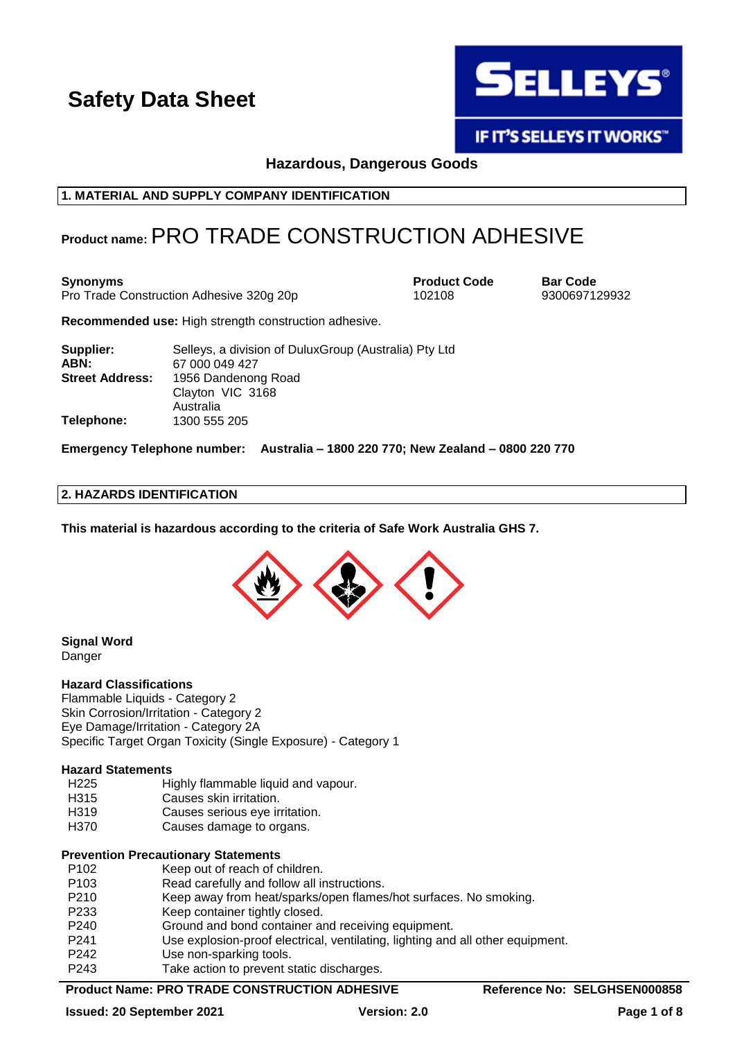# Safety Data Sheet

**Hazardous, Dangerous Goods**

## 1. MATERIAL AND SUPPLY COMPANY IDENTIFICATION

**Product name:** PRO TRADE CONSTRUCTION ADHESIVE

| **Synonyms** | **Product Code** | **Bar Code** |
| --- | --- | --- |
| Pro Trade Construction Adhesive 320g 20p | 102108 | 9300697129932 |

**Recommended use:** High strength construction adhesive.

**Supplier:** Selleys, a division of DuluxGroup (Australia) Pty Ltd
**ABN:** 67 000 049 427
**Street Address:** 1956 Dandenong Road
Clayton VIC 3168
Australia
**Telephone:** 1300 555 205

**Emergency Telephone number: Australia – 1800 220 770; New Zealand – 0800 220 770**

## 2. HAZARDS IDENTIFICATION

**This material is hazardous according to the criteria of Safe Work Australia GHS 7.**

**Signal Word**
Danger

**Hazard Classifications**
Flammable Liquids - Category 2
Skin Corrosion/Irritation - Category 2
Eye Damage/Irritation - Category 2A
Specific Target Organ Toxicity (Single Exposure) - Category 1

**Hazard Statements**

| | |
| --- | --- |
| H225 | Highly flammable liquid and vapour. |
| H315 | Causes skin irritation. |
| H319 | Causes serious eye irritation. |
| H370 | Causes damage to organs. |

**Prevention Precautionary Statements**

| | |
| --- | --- |
| P102 | Keep out of reach of children. |
| P103 | Read carefully and follow all instructions. |
| P210 | Keep away from heat/sparks/open flames/hot surfaces. No smoking. |
| P233 | Keep container tightly closed. |
| P240 | Ground and bond container and receiving equipment. |
| P241 | Use explosion-proof electrical, ventilating, lighting and all other equipment. |
| P242 | Use non-sparking tools. |
| P243 | Take action to prevent static discharges. |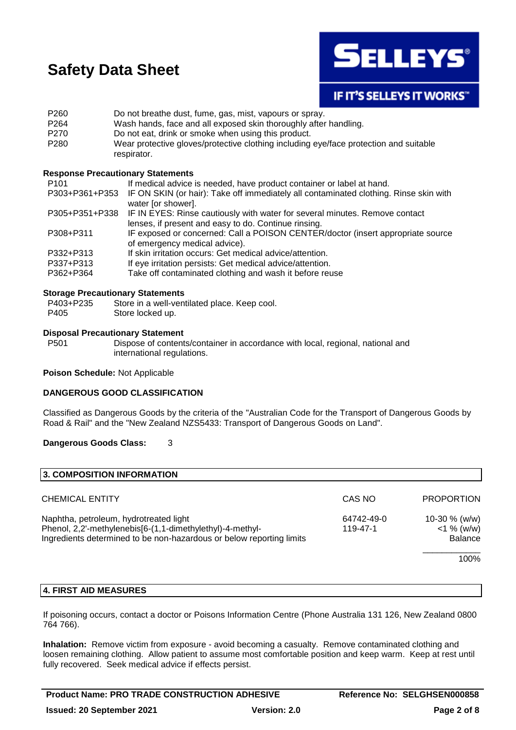| | |
|---|---|
| P260 | Do not breathe dust, fume, gas, mist, vapours or spray. |
| P264 | Wash hands, face and all exposed skin thoroughly after handling. |
| P270 | Do not eat, drink or smoke when using this product. |
| P280 | Wear protective gloves/protective clothing including eye/face protection and suitable respirator. |

**Response Precautionary Statements**

| | |
|---|---|
| P101 | If medical advice is needed, have product container or label at hand. |
| P303+P361+P353 | IF ON SKIN (or hair): Take off immediately all contaminated clothing. Rinse skin with water [or shower]. |
| P305+P351+P338 | IF IN EYES: Rinse cautiously with water for several minutes. Remove contact lenses, if present and easy to do. Continue rinsing. |
| P308+P311 | IF exposed or concerned: Call a POISON CENTER/doctor (insert appropriate source of emergency medical advice). |
| P332+P313 | If skin irritation occurs: Get medical advice/attention. |
| P337+P313 | If eye irritation persists: Get medical advice/attention. |
| P362+P364 | Take off contaminated clothing and wash it before reuse |

**Storage Precautionary Statements**

| | |
|---|---|
| P403+P235 | Store in a well-ventilated place. Keep cool. |
| P405 | Store locked up. |

**Disposal Precautionary Statement**

| | |
|---|---|
| P501 | Dispose of contents/container in accordance with local, regional, national and international regulations. |

**Poison Schedule:** Not Applicable

**DANGEROUS GOOD CLASSIFICATION**

Classified as Dangerous Goods by the criteria of the "Australian Code for the Transport of Dangerous Goods by Road & Rail" and the "New Zealand NZS5433: Transport of Dangerous Goods on Land".

**Dangerous Goods Class:** 3

## 3. COMPOSITION INFORMATION

| CHEMICAL ENTITY | CAS NO | PROPORTION |
|---|---|---|
| Naphtha, petroleum, hydrotreated light | 64742-49-0 | 10-30 % (w/w) |
| Phenol, 2,2'-methylenebis[6-(1,1-dimethylethyl)-4-methyl- | 119-47-1 | <1 % (w/w) |
| Ingredients determined to be non-hazardous or below reporting limits | | Balance |
| | | 100% |

## 4. FIRST AID MEASURES

If poisoning occurs, contact a doctor or Poisons Information Centre (Phone Australia 131 126, New Zealand 0800 764 766).

**Inhalation:** Remove victim from exposure - avoid becoming a casualty. Remove contaminated clothing and loosen remaining clothing. Allow patient to assume most comfortable position and keep warm. Keep at rest until fully recovered. Seek medical advice if effects persist.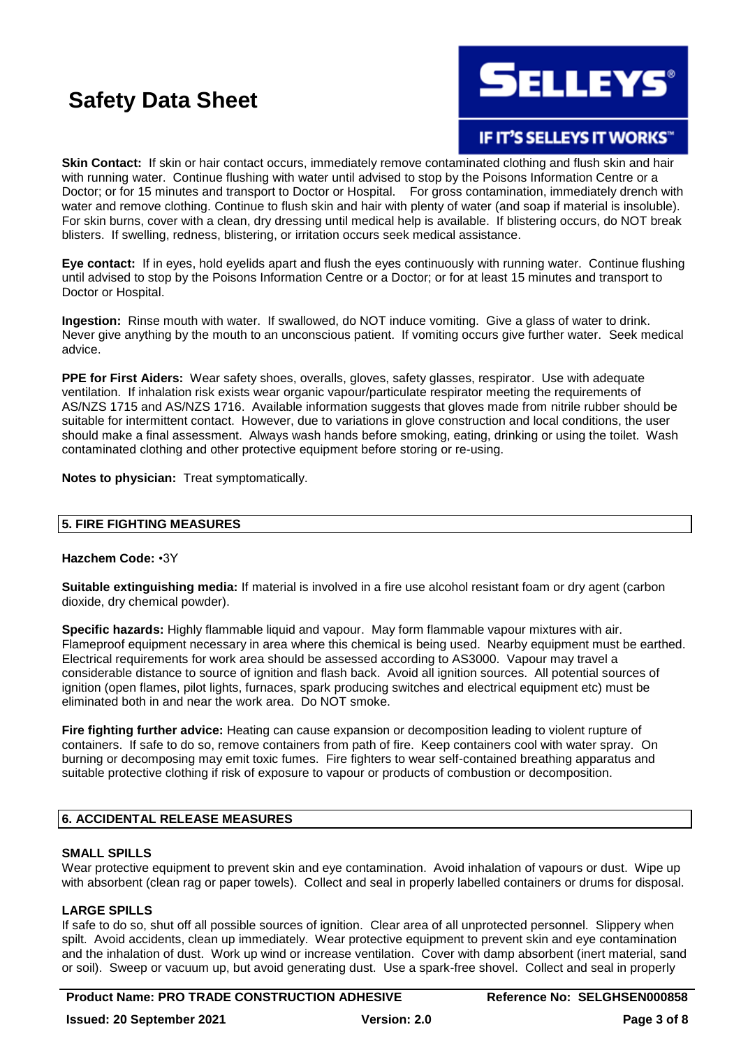**Skin Contact:** If skin or hair contact occurs, immediately remove contaminated clothing and flush skin and hair with running water. Continue flushing with water until advised to stop by the Poisons Information Centre or a Doctor; or for 15 minutes and transport to Doctor or Hospital. For gross contamination, immediately drench with water and remove clothing. Continue to flush skin and hair with plenty of water (and soap if material is insoluble). For skin burns, cover with a clean, dry dressing until medical help is available. If blistering occurs, do NOT break blisters. If swelling, redness, blistering, or irritation occurs seek medical assistance.

**Eye contact:** If in eyes, hold eyelids apart and flush the eyes continuously with running water. Continue flushing until advised to stop by the Poisons Information Centre or a Doctor; or for at least 15 minutes and transport to Doctor or Hospital.

**Ingestion:** Rinse mouth with water. If swallowed, do NOT induce vomiting. Give a glass of water to drink. Never give anything by the mouth to an unconscious patient. If vomiting occurs give further water. Seek medical advice.

**PPE for First Aiders:** Wear safety shoes, overalls, gloves, safety glasses, respirator. Use with adequate ventilation. If inhalation risk exists wear organic vapour/particulate respirator meeting the requirements of AS/NZS 1715 and AS/NZS 1716. Available information suggests that gloves made from nitrile rubber should be suitable for intermittent contact. However, due to variations in glove construction and local conditions, the user should make a final assessment. Always wash hands before smoking, eating, drinking or using the toilet. Wash contaminated clothing and other protective equipment before storing or re-using.

**Notes to physician:** Treat symptomatically.

## 5. FIRE FIGHTING MEASURES

**Hazchem Code:** •3Y

**Suitable extinguishing media:** If material is involved in a fire use alcohol resistant foam or dry agent (carbon dioxide, dry chemical powder).

**Specific hazards:** Highly flammable liquid and vapour. May form flammable vapour mixtures with air. Flameproof equipment necessary in area where this chemical is being used. Nearby equipment must be earthed. Electrical requirements for work area should be assessed according to AS3000. Vapour may travel a considerable distance to source of ignition and flash back. Avoid all ignition sources. All potential sources of ignition (open flames, pilot lights, furnaces, spark producing switches and electrical equipment etc) must be eliminated both in and near the work area. Do NOT smoke.

**Fire fighting further advice:** Heating can cause expansion or decomposition leading to violent rupture of containers. If safe to do so, remove containers from path of fire. Keep containers cool with water spray. On burning or decomposing may emit toxic fumes. Fire fighters to wear self-contained breathing apparatus and suitable protective clothing if risk of exposure to vapour or products of combustion or decomposition.

## 6. ACCIDENTAL RELEASE MEASURES

### SMALL SPILLS

Wear protective equipment to prevent skin and eye contamination. Avoid inhalation of vapours or dust. Wipe up with absorbent (clean rag or paper towels). Collect and seal in properly labelled containers or drums for disposal.

### LARGE SPILLS

If safe to do so, shut off all possible sources of ignition. Clear area of all unprotected personnel. Slippery when spilt. Avoid accidents, clean up immediately. Wear protective equipment to prevent skin and eye contamination and the inhalation of dust. Work up wind or increase ventilation. Cover with damp absorbent (inert material, sand or soil). Sweep or vacuum up, but avoid generating dust. Use a spark-free shovel. Collect and seal in properly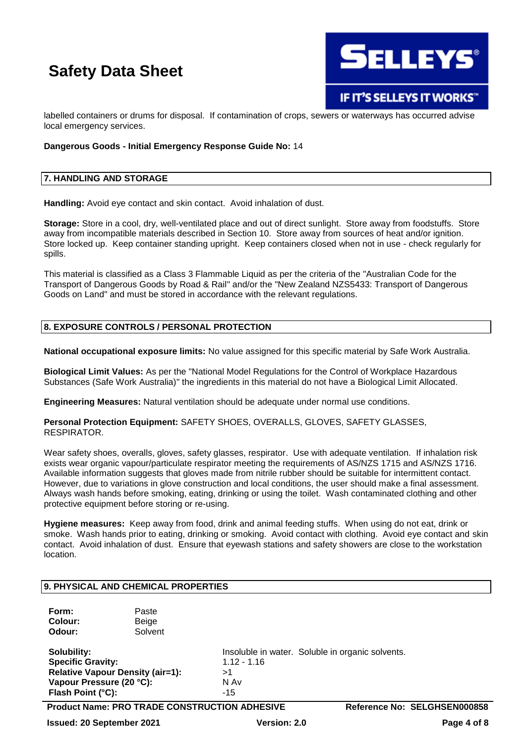labelled containers or drums for disposal. If contamination of crops, sewers or waterways has occurred advise local emergency services.

**Dangerous Goods - Initial Emergency Response Guide No:** 14

## 7. HANDLING AND STORAGE

**Handling:** Avoid eye contact and skin contact. Avoid inhalation of dust.

**Storage:** Store in a cool, dry, well-ventilated place and out of direct sunlight. Store away from foodstuffs. Store away from incompatible materials described in Section 10. Store away from sources of heat and/or ignition. Store locked up. Keep container standing upright. Keep containers closed when not in use - check regularly for spills.

This material is classified as a Class 3 Flammable Liquid as per the criteria of the "Australian Code for the Transport of Dangerous Goods by Road & Rail" and/or the "New Zealand NZS5433: Transport of Dangerous Goods on Land" and must be stored in accordance with the relevant regulations.

## 8. EXPOSURE CONTROLS / PERSONAL PROTECTION

**National occupational exposure limits:** No value assigned for this specific material by Safe Work Australia.

**Biological Limit Values:** As per the "National Model Regulations for the Control of Workplace Hazardous Substances (Safe Work Australia)" the ingredients in this material do not have a Biological Limit Allocated.

**Engineering Measures:** Natural ventilation should be adequate under normal use conditions.

**Personal Protection Equipment:** SAFETY SHOES, OVERALLS, GLOVES, SAFETY GLASSES, RESPIRATOR.

Wear safety shoes, overalls, gloves, safety glasses, respirator. Use with adequate ventilation. If inhalation risk exists wear organic vapour/particulate respirator meeting the requirements of AS/NZS 1715 and AS/NZS 1716. Available information suggests that gloves made from nitrile rubber should be suitable for intermittent contact. However, due to variations in glove construction and local conditions, the user should make a final assessment. Always wash hands before smoking, eating, drinking or using the toilet. Wash contaminated clothing and other protective equipment before storing or re-using.

**Hygiene measures:** Keep away from food, drink and animal feeding stuffs. When using do not eat, drink or smoke. Wash hands prior to eating, drinking or smoking. Avoid contact with clothing. Avoid eye contact and skin contact. Avoid inhalation of dust. Ensure that eyewash stations and safety showers are close to the workstation location.

## 9. PHYSICAL AND CHEMICAL PROPERTIES

**Form:** Paste
**Colour:** Beige
**Odour:** Solvent

| | |
|---|---|
| **Solubility:** | Insoluble in water. Soluble in organic solvents. |
| **Specific Gravity:** | 1.12 - 1.16 |
| **Relative Vapour Density (air=1):** | >1 |
| **Vapour Pressure (20 °C):** | N Av |
| **Flash Point (°C):** | -15 |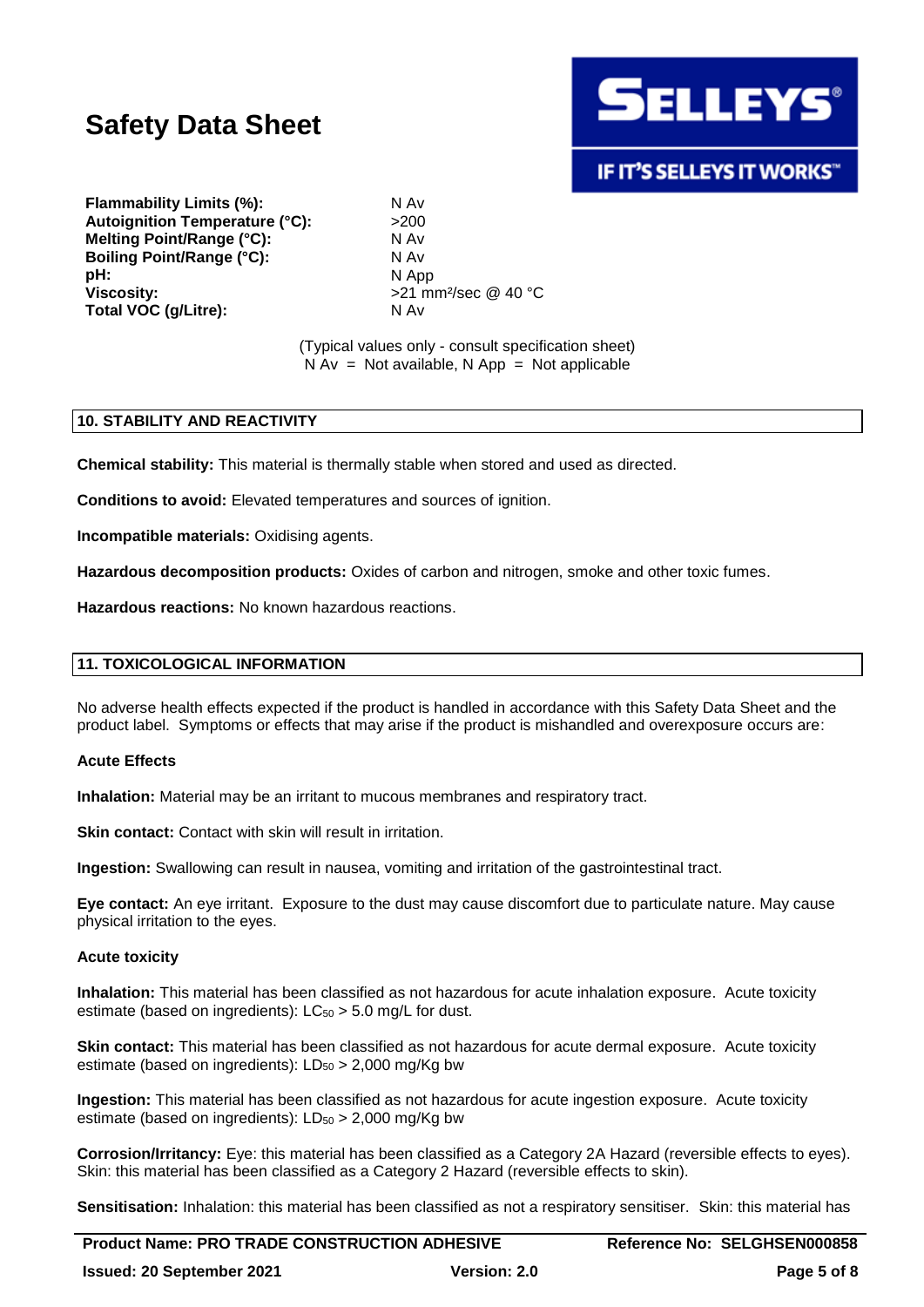| | |
|---|---|
| **Flammability Limits (%):** | N Av |
| **Autoignition Temperature (°C):** | >200 |
| **Melting Point/Range (°C):** | N Av |
| **Boiling Point/Range (°C):** | N Av |
| **pH:** | N App |
| **Viscosity:** | >21 $mm^2/sec$ @ 40 °C |
| **Total VOC (g/Litre):** | N Av |

(Typical values only - consult specification sheet)
N Av = Not available, N App = Not applicable

## 10. STABILITY AND REACTIVITY

**Chemical stability:** This material is thermally stable when stored and used as directed.

**Conditions to avoid:** Elevated temperatures and sources of ignition.

**Incompatible materials:** Oxidising agents.

**Hazardous decomposition products:** Oxides of carbon and nitrogen, smoke and other toxic fumes.

**Hazardous reactions:** No known hazardous reactions.

## 11. TOXICOLOGICAL INFORMATION

No adverse health effects expected if the product is handled in accordance with this Safety Data Sheet and the product label. Symptoms or effects that may arise if the product is mishandled and overexposure occurs are:

### Acute Effects

**Inhalation:** Material may be an irritant to mucous membranes and respiratory tract.

**Skin contact:** Contact with skin will result in irritation.

**Ingestion:** Swallowing can result in nausea, vomiting and irritation of the gastrointestinal tract.

**Eye contact:** An eye irritant. Exposure to the dust may cause discomfort due to particulate nature. May cause physical irritation to the eyes.

### Acute toxicity

**Inhalation:** This material has been classified as not hazardous for acute inhalation exposure. Acute toxicity estimate (based on ingredients): $LC_{50}$ > 5.0 mg/L for dust.

**Skin contact:** This material has been classified as not hazardous for acute dermal exposure. Acute toxicity estimate (based on ingredients): $LD_{50}$ > 2,000 mg/Kg bw

**Ingestion:** This material has been classified as not hazardous for acute ingestion exposure. Acute toxicity estimate (based on ingredients): $LD_{50}$ > 2,000 mg/Kg bw

**Corrosion/Irritancy:** Eye: this material has been classified as a Category 2A Hazard (reversible effects to eyes). Skin: this material has been classified as a Category 2 Hazard (reversible effects to skin).

**Sensitisation:** Inhalation: this material has been classified as not a respiratory sensitiser. Skin: this material has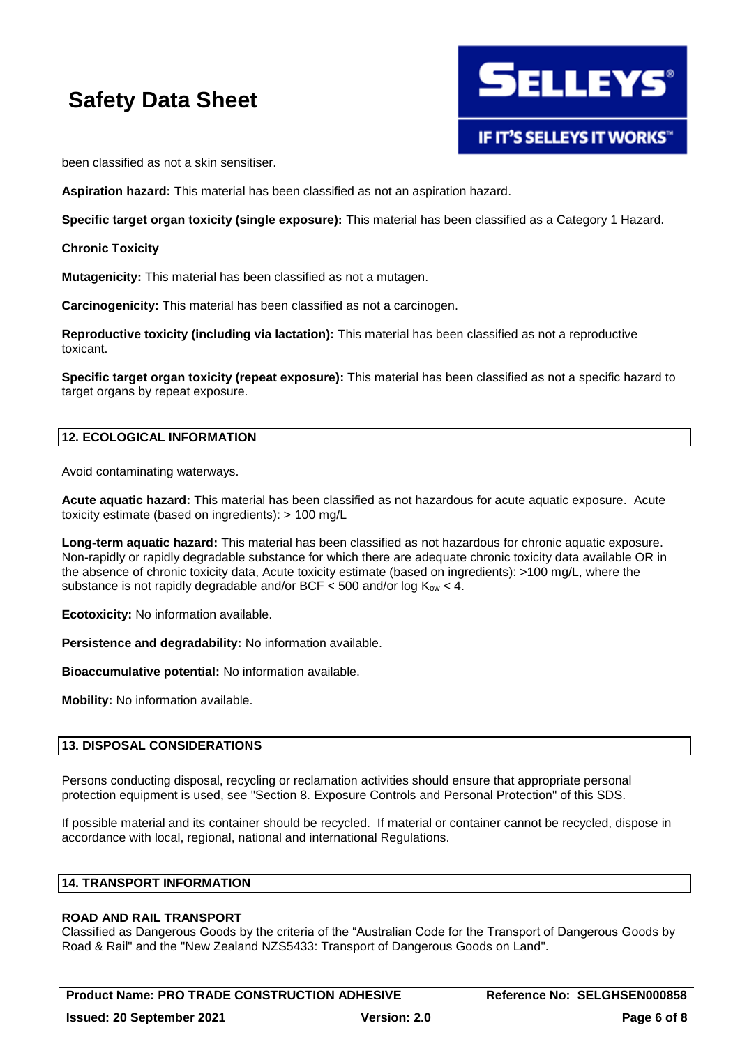been classified as not a skin sensitiser.

**Aspiration hazard:** This material has been classified as not an aspiration hazard.

**Specific target organ toxicity (single exposure):** This material has been classified as a Category 1 Hazard.

**Chronic Toxicity**

**Mutagenicity:** This material has been classified as not a mutagen.

**Carcinogenicity:** This material has been classified as not a carcinogen.

**Reproductive toxicity (including via lactation):** This material has been classified as not a reproductive toxicant.

**Specific target organ toxicity (repeat exposure):** This material has been classified as not a specific hazard to target organs by repeat exposure.

## 12. ECOLOGICAL INFORMATION

Avoid contaminating waterways.

**Acute aquatic hazard:** This material has been classified as not hazardous for acute aquatic exposure. Acute toxicity estimate (based on ingredients): > 100 mg/L

**Long-term aquatic hazard:** This material has been classified as not hazardous for chronic aquatic exposure. Non-rapidly or rapidly degradable substance for which there are adequate chronic toxicity data available OR in the absence of chronic toxicity data, Acute toxicity estimate (based on ingredients): >100 mg/L, where the substance is not rapidly degradable and/or BCF < 500 and/or log $K_{ow}$ < 4.

**Ecotoxicity:** No information available.

**Persistence and degradability:** No information available.

**Bioaccumulative potential:** No information available.

**Mobility:** No information available.

## 13. DISPOSAL CONSIDERATIONS

Persons conducting disposal, recycling or reclamation activities should ensure that appropriate personal protection equipment is used, see "Section 8. Exposure Controls and Personal Protection" of this SDS.

If possible material and its container should be recycled. If material or container cannot be recycled, dispose in accordance with local, regional, national and international Regulations.

## 14. TRANSPORT INFORMATION

**ROAD AND RAIL TRANSPORT**

Classified as Dangerous Goods by the criteria of the "Australian Code for the Transport of Dangerous Goods by Road & Rail" and the "New Zealand NZS5433: Transport of Dangerous Goods on Land".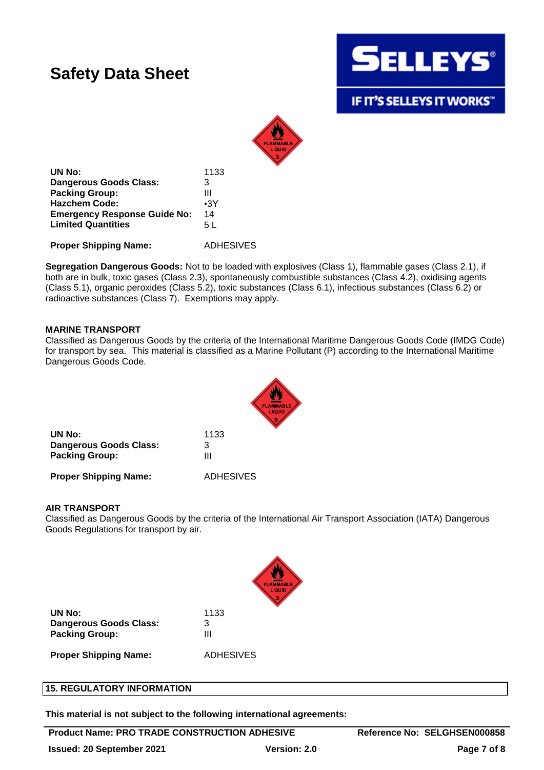# Safety Data Sheet

| | |
|---|---|
| **UN No:** | 1133 |
| **Dangerous Goods Class:** | 3 |
| **Packing Group:** | III |
| **Hazchem Code:** | •3Y |
| **Emergency Response Guide No:** | 14 |
| **Limited Quantities** | 5 L |

**Proper Shipping Name:** ADHESIVES

**Segregation Dangerous Goods:** Not to be loaded with explosives (Class 1), flammable gases (Class 2.1), if both are in bulk, toxic gases (Class 2.3), spontaneously combustible substances (Class 4.2), oxidising agents (Class 5.1), organic peroxides (Class 5.2), toxic substances (Class 6.1), infectious substances (Class 6.2) or radioactive substances (Class 7). Exemptions may apply.

**MARINE TRANSPORT**

Classified as Dangerous Goods by the criteria of the International Maritime Dangerous Goods Code (IMDG Code) for transport by sea. This material is classified as a Marine Pollutant (P) according to the International Maritime Dangerous Goods Code.

| | |
|---|---|
| **UN No:** | 1133 |
| **Dangerous Goods Class:** | 3 |
| **Packing Group:** | III |

**Proper Shipping Name:** ADHESIVES

**AIR TRANSPORT**

Classified as Dangerous Goods by the criteria of the International Air Transport Association (IATA) Dangerous Goods Regulations for transport by air.

| | |
|---|---|
| **UN No:** | 1133 |
| **Dangerous Goods Class:** | 3 |
| **Packing Group:** | III |

**Proper Shipping Name:** ADHESIVES

## 15. REGULATORY INFORMATION

**This material is not subject to the following international agreements:**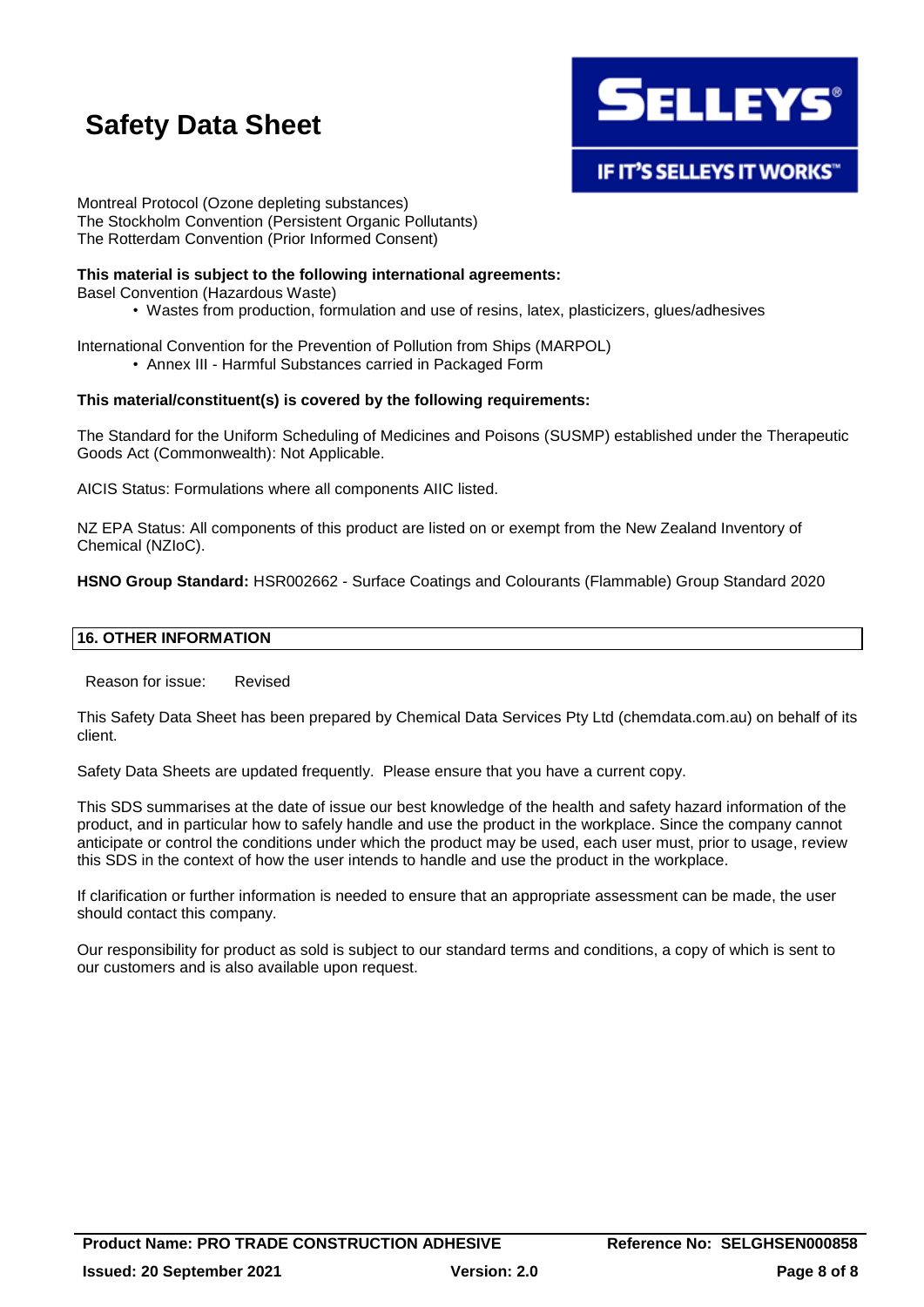Montreal Protocol (Ozone depleting substances)
The Stockholm Convention (Persistent Organic Pollutants)
The Rotterdam Convention (Prior Informed Consent)

**This material is subject to the following international agreements:**

Basel Convention (Hazardous Waste)

- Wastes from production, formulation and use of resins, latex, plasticizers, glues/adhesives

International Convention for the Prevention of Pollution from Ships (MARPOL)

- Annex III - Harmful Substances carried in Packaged Form

**This material/constituent(s) is covered by the following requirements:**

The Standard for the Uniform Scheduling of Medicines and Poisons (SUSMP) established under the Therapeutic Goods Act (Commonwealth): Not Applicable.

AICIS Status: Formulations where all components AIIC listed.

NZ EPA Status: All components of this product are listed on or exempt from the New Zealand Inventory of Chemical (NZIoC).

**HSNO Group Standard:** HSR002662 - Surface Coatings and Colourants (Flammable) Group Standard 2020

## 16. OTHER INFORMATION

Reason for issue: Revised

This Safety Data Sheet has been prepared by Chemical Data Services Pty Ltd (chemdata.com.au) on behalf of its client.

Safety Data Sheets are updated frequently. Please ensure that you have a current copy.

This SDS summarises at the date of issue our best knowledge of the health and safety hazard information of the product, and in particular how to safely handle and use the product in the workplace. Since the company cannot anticipate or control the conditions under which the product may be used, each user must, prior to usage, review this SDS in the context of how the user intends to handle and use the product in the workplace.

If clarification or further information is needed to ensure that an appropriate assessment can be made, the user should contact this company.

Our responsibility for product as sold is subject to our standard terms and conditions, a copy of which is sent to our customers and is also available upon request.